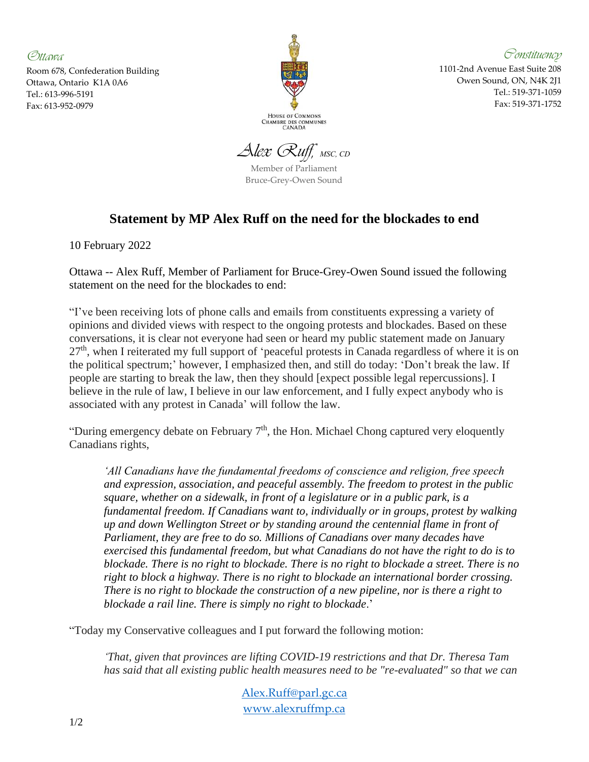*Ottawa*

Room 678, Confederation Building
Ottawa, Ontario K1A 0A6
Tel.: 613-996-5191
Fax: 613-952-0979

HOUSE OF COMMONS
CHAMBRE DES COMMUNES
CANADA

*Constituency*

1101-2nd Avenue East Suite 208
Owen Sound, ON, N4K 2J1
Tel.: 519-371-1059
Fax: 519-371-1752

*Alex Ruff*, *MSC, CD*

Member of Parliament
Bruce-Grey-Owen Sound

## Statement by MP Alex Ruff on the need for the blockades to end

10 February 2022

Ottawa -- Alex Ruff, Member of Parliament for Bruce-Grey-Owen Sound issued the following statement on the need for the blockades to end:

"I've been receiving lots of phone calls and emails from constituents expressing a variety of opinions and divided views with respect to the ongoing protests and blockades. Based on these conversations, it is clear not everyone had seen or heard my public statement made on January 27th, when I reiterated my full support of 'peaceful protests in Canada regardless of where it is on the political spectrum;' however, I emphasized then, and still do today: 'Don't break the law. If people are starting to break the law, then they should [expect possible legal repercussions]. I believe in the rule of law, I believe in our law enforcement, and I fully expect anybody who is associated with any protest in Canada' will follow the law.

"During emergency debate on February 7th, the Hon. Michael Chong captured very eloquently Canadians rights,

> *'All Canadians have the fundamental freedoms of conscience and religion, free speech and expression, association, and peaceful assembly. The freedom to protest in the public square, whether on a sidewalk, in front of a legislature or in a public park, is a fundamental freedom. If Canadians want to, individually or in groups, protest by walking up and down Wellington Street or by standing around the centennial flame in front of Parliament, they are free to do so. Millions of Canadians over many decades have exercised this fundamental freedom, but what Canadians do not have the right to do is to blockade. There is no right to blockade. There is no right to blockade a street. There is no right to block a highway. There is no right to blockade an international border crossing. There is no right to blockade the construction of a new pipeline, nor is there a right to blockade a rail line. There is simply no right to blockade*.'

"Today my Conservative colleagues and I put forward the following motion:

> *'That, given that provinces are lifting COVID-19 restrictions and that Dr. Theresa Tam has said that all existing public health measures need to be "re-evaluated" so that we can*

Alex.Ruff@parl.gc.ca
www.alexruffmp.ca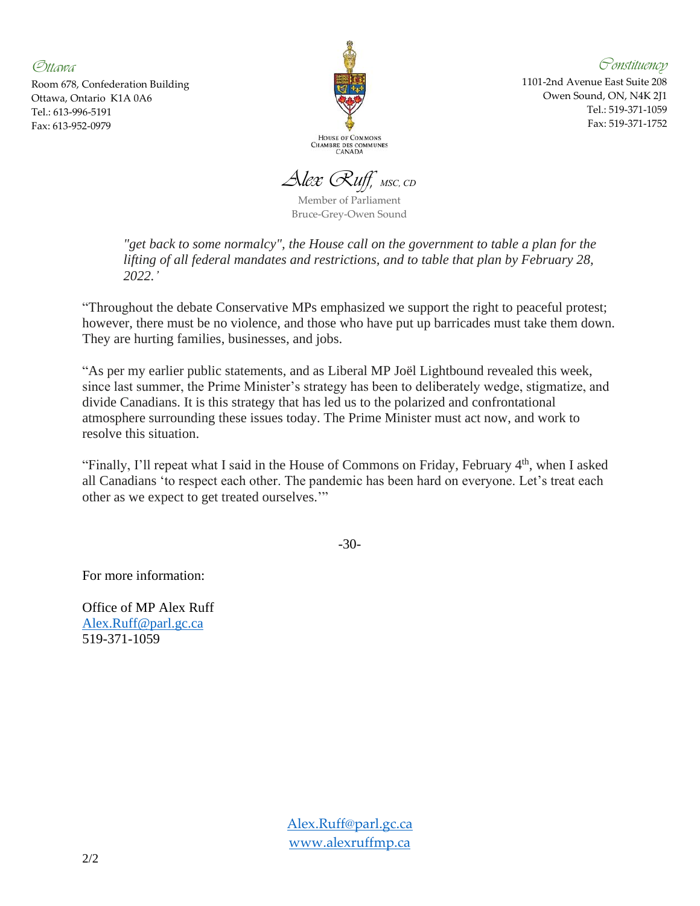Ottawa

Room 678, Confederation Building
Ottawa, Ontario K1A 0A6
Tel.: 613-996-5191
Fax: 613-952-0979

HOUSE OF COMMONS
CHAMBRE DES COMMUNES
CANADA

Constituency

1101-2nd Avenue East Suite 208
Owen Sound, ON, N4K 2J1
Tel.: 519-371-1059
Fax: 519-371-1752

Alex Ruff, MSC, CD
Member of Parliament
Bruce-Grey-Owen Sound

*"get back to some normalcy", the House call on the government to table a plan for the lifting of all federal mandates and restrictions, and to table that plan by February 28, 2022.'*

"Throughout the debate Conservative MPs emphasized we support the right to peaceful protest; however, there must be no violence, and those who have put up barricades must take them down. They are hurting families, businesses, and jobs.

"As per my earlier public statements, and as Liberal MP Joël Lightbound revealed this week, since last summer, the Prime Minister's strategy has been to deliberately wedge, stigmatize, and divide Canadians. It is this strategy that has led us to the polarized and confrontational atmosphere surrounding these issues today. The Prime Minister must act now, and work to resolve this situation.

"Finally, I'll repeat what I said in the House of Commons on Friday, February 4th, when I asked all Canadians 'to respect each other. The pandemic has been hard on everyone. Let's treat each other as we expect to get treated ourselves.'"

-30-

For more information:

Office of MP Alex Ruff
Alex.Ruff@parl.gc.ca
519-371-1059

Alex.Ruff@parl.gc.ca
www.alexruffmp.ca